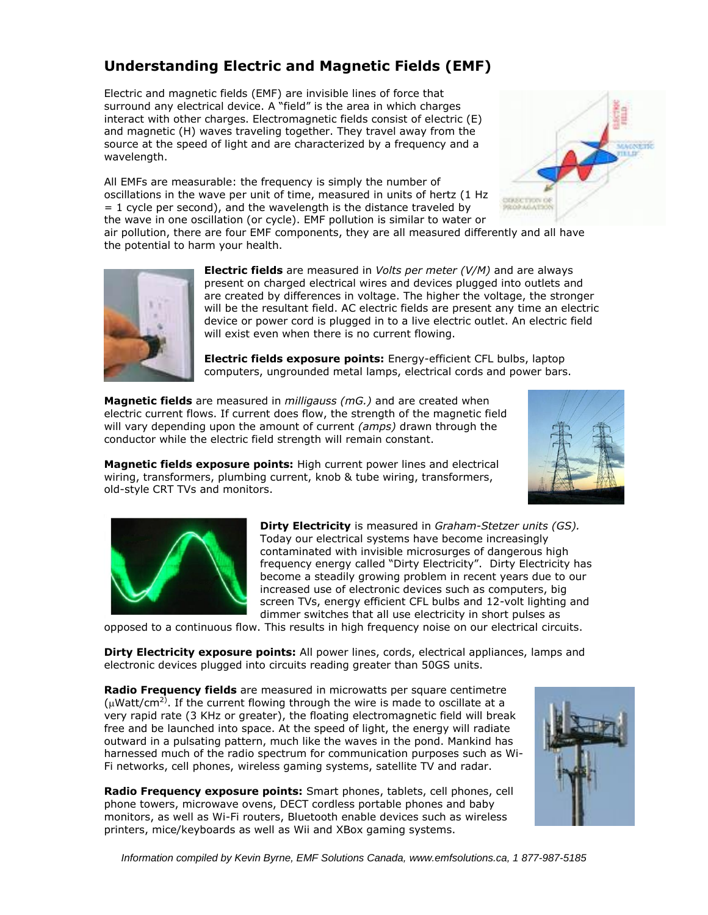## Understanding Electric and Magnetic Fields (EMF)

Electric and magnetic fields (EMF) are invisible lines of force that surround any electrical device. A "field" is the area in which charges interact with other charges. Electromagnetic fields consist of electric (E) and magnetic (H) waves traveling together. They travel away from the source at the speed of light and are characterized by a frequency and a wavelength.

All EMFs are measurable: the frequency is simply the number of oscillations in the wave per unit of time, measured in units of hertz (1 Hz = 1 cycle per second), and the wavelength is the distance traveled by the wave in one oscillation (or cycle). EMF pollution is similar to water or air pollution, there are four EMF components, they are all measured differently and all have the potential to harm your health.

**Electric fields** are measured in *Volts per meter (V/M)* and are always present on charged electrical wires and devices plugged into outlets and are created by differences in voltage. The higher the voltage, the stronger will be the resultant field. AC electric fields are present any time an electric device or power cord is plugged in to a live electric outlet. An electric field will exist even when there is no current flowing.

**Electric fields exposure points:** Energy-efficient CFL bulbs, laptop computers, ungrounded metal lamps, electrical cords and power bars.

**Magnetic fields** are measured in *milligauss (mG.)* and are created when electric current flows. If current does flow, the strength of the magnetic field will vary depending upon the amount of current *(amps)* drawn through the conductor while the electric field strength will remain constant.

**Magnetic fields exposure points:** High current power lines and electrical wiring, transformers, plumbing current, knob & tube wiring, transformers, old-style CRT TVs and monitors.

**Dirty Electricity** is measured in *Graham-Stetzer units (GS).* Today our electrical systems have become increasingly contaminated with invisible microsurges of dangerous high frequency energy called "Dirty Electricity". Dirty Electricity has become a steadily growing problem in recent years due to our increased use of electronic devices such as computers, big screen TVs, energy efficient CFL bulbs and 12-volt lighting and dimmer switches that all use electricity in short pulses as opposed to a continuous flow. This results in high frequency noise on our electrical circuits.

**Dirty Electricity exposure points:** All power lines, cords, electrical appliances, lamps and electronic devices plugged into circuits reading greater than 50GS units.

**Radio Frequency fields** are measured in microwatts per square centimetre ($\mu$Watt/cm$^{2}$). If the current flowing through the wire is made to oscillate at a very rapid rate (3 KHz or greater), the floating electromagnetic field will break free and be launched into space. At the speed of light, the energy will radiate outward in a pulsating pattern, much like the waves in the pond. Mankind has harnessed much of the radio spectrum for communication purposes such as Wi-Fi networks, cell phones, wireless gaming systems, satellite TV and radar.

**Radio Frequency exposure points:** Smart phones, tablets, cell phones, cell phone towers, microwave ovens, DECT cordless portable phones and baby monitors, as well as Wi-Fi routers, Bluetooth enable devices such as wireless printers, mice/keyboards as well as Wii and XBox gaming systems.

*Information compiled by Kevin Byrne, EMF Solutions Canada, www.emfsolutions.ca, 1 877-987-5185*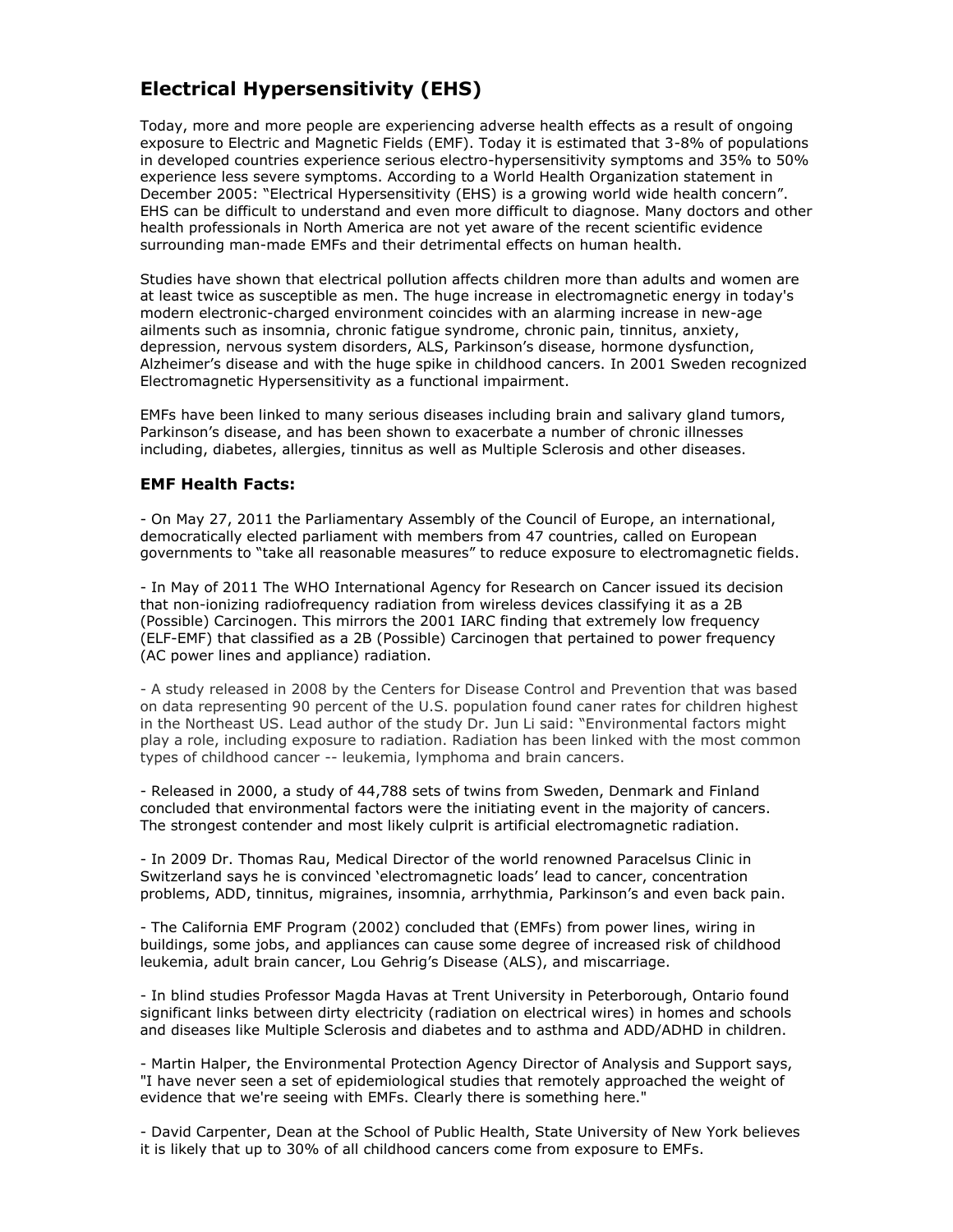## Electrical Hypersensitivity (EHS)

Today, more and more people are experiencing adverse health effects as a result of ongoing exposure to Electric and Magnetic Fields (EMF). Today it is estimated that 3-8% of populations in developed countries experience serious electro-hypersensitivity symptoms and 35% to 50% experience less severe symptoms. According to a World Health Organization statement in December 2005: "Electrical Hypersensitivity (EHS) is a growing world wide health concern". EHS can be difficult to understand and even more difficult to diagnose. Many doctors and other health professionals in North America are not yet aware of the recent scientific evidence surrounding man-made EMFs and their detrimental effects on human health.

Studies have shown that electrical pollution affects children more than adults and women are at least twice as susceptible as men. The huge increase in electromagnetic energy in today's modern electronic-charged environment coincides with an alarming increase in new-age ailments such as insomnia, chronic fatigue syndrome, chronic pain, tinnitus, anxiety, depression, nervous system disorders, ALS, Parkinson's disease, hormone dysfunction, Alzheimer's disease and with the huge spike in childhood cancers. In 2001 Sweden recognized Electromagnetic Hypersensitivity as a functional impairment.

EMFs have been linked to many serious diseases including brain and salivary gland tumors, Parkinson's disease, and has been shown to exacerbate a number of chronic illnesses including, diabetes, allergies, tinnitus as well as Multiple Sclerosis and other diseases.

### EMF Health Facts:

- On May 27, 2011 the Parliamentary Assembly of the Council of Europe, an international, democratically elected parliament with members from 47 countries, called on European governments to "take all reasonable measures" to reduce exposure to electromagnetic fields.

- In May of 2011 The WHO International Agency for Research on Cancer issued its decision that non-ionizing radiofrequency radiation from wireless devices classifying it as a 2B (Possible) Carcinogen. This mirrors the 2001 IARC finding that extremely low frequency (ELF-EMF) that classified as a 2B (Possible) Carcinogen that pertained to power frequency (AC power lines and appliance) radiation.

- A study released in 2008 by the Centers for Disease Control and Prevention that was based on data representing 90 percent of the U.S. population found caner rates for children highest in the Northeast US. Lead author of the study Dr. Jun Li said: "Environmental factors might play a role, including exposure to radiation. Radiation has been linked with the most common types of childhood cancer -- leukemia, lymphoma and brain cancers.

- Released in 2000, a study of 44,788 sets of twins from Sweden, Denmark and Finland concluded that environmental factors were the initiating event in the majority of cancers. The strongest contender and most likely culprit is artificial electromagnetic radiation.

- In 2009 Dr. Thomas Rau, Medical Director of the world renowned Paracelsus Clinic in Switzerland says he is convinced 'electromagnetic loads' lead to cancer, concentration problems, ADD, tinnitus, migraines, insomnia, arrhythmia, Parkinson's and even back pain.

- The California EMF Program (2002) concluded that (EMFs) from power lines, wiring in buildings, some jobs, and appliances can cause some degree of increased risk of childhood leukemia, adult brain cancer, Lou Gehrig's Disease (ALS), and miscarriage.

- In blind studies Professor Magda Havas at Trent University in Peterborough, Ontario found significant links between dirty electricity (radiation on electrical wires) in homes and schools and diseases like Multiple Sclerosis and diabetes and to asthma and ADD/ADHD in children.

- Martin Halper, the Environmental Protection Agency Director of Analysis and Support says, "I have never seen a set of epidemiological studies that remotely approached the weight of evidence that we're seeing with EMFs. Clearly there is something here."

- David Carpenter, Dean at the School of Public Health, State University of New York believes it is likely that up to 30% of all childhood cancers come from exposure to EMFs.